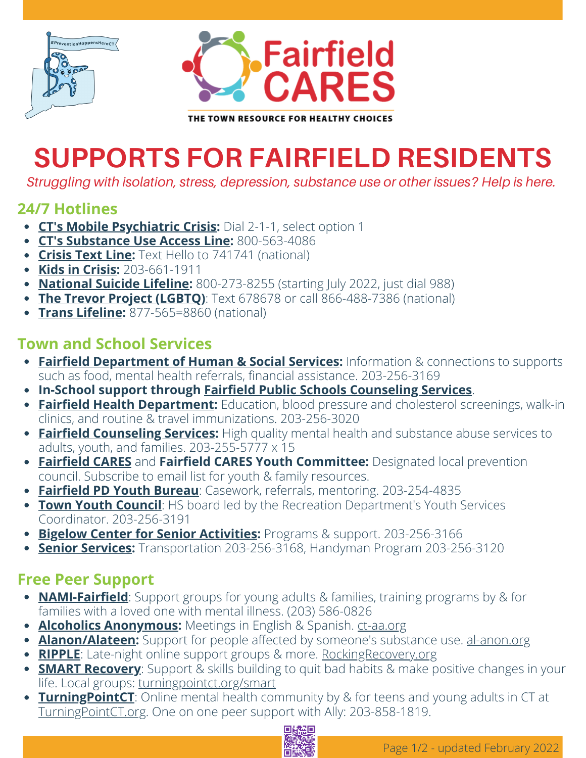Fairfield CARES

THE TOWN RESOURCE FOR HEALTHY CHOICES

# SUPPORTS FOR FAIRFIELD RESIDENTS

*Struggling with isolation, stress, depression, substance use or other issues? Help is here.*

## 24/7 Hotlines

- **CT's Mobile Psychiatric Crisis:** Dial 2-1-1, select option 1
- **CT's Substance Use Access Line:** 800-563-4086
- **Crisis Text Line:** Text Hello to 741741 (national)
- **Kids in Crisis:** 203-661-1911
- **National Suicide Lifeline:** 800-273-8255 (starting July 2022, just dial 988)
- **The Trevor Project (LGBTQ)**: Text 678678 or call 866-488-7386 (national)
- **Trans Lifeline:** 877-565=8860 (national)

## Town and School Services

- **Fairfield Department of Human & Social Services:** Information & connections to supports such as food, mental health referrals, financial assistance. 203-256-3169
- **In-School support through Fairfield Public Schools Counseling Services**.
- **Fairfield Health Department:** Education, blood pressure and cholesterol screenings, walk-in clinics, and routine & travel immunizations. 203-256-3020
- **Fairfield Counseling Services:** High quality mental health and substance abuse services to adults, youth, and families. 203-255-5777 x 15
- **Fairfield CARES** and **Fairfield CARES Youth Committee:** Designated local prevention council. Subscribe to email list for youth & family resources.
- **Fairfield PD Youth Bureau**: Casework, referrals, mentoring. 203-254-4835
- **Town Youth Council**: HS board led by the Recreation Department's Youth Services Coordinator. 203-256-3191
- **Bigelow Center for Senior Activities:** Programs & support. 203-256-3166
- **Senior Services:** Transportation 203-256-3168, Handyman Program 203-256-3120

## Free Peer Support

- **NAMI-Fairfield**: Support groups for young adults & families, training programs by & for families with a loved one with mental illness. (203) 586-0826
- **Alcoholics Anonymous:** Meetings in English & Spanish. ct-aa.org
- **Alanon/Alateen:** Support for people affected by someone's substance use. al-anon.org
- **RIPPLE**: Late-night online support groups & more. RockingRecovery.org
- **SMART Recovery**: Support & skills building to quit bad habits & make positive changes in your life. Local groups: turningpointct.org/smart
- **TurningPointCT**: Online mental health community by & for teens and young adults in CT at TurningPointCT.org. One on one peer support with Ally: 203-858-1819.

updated February 2022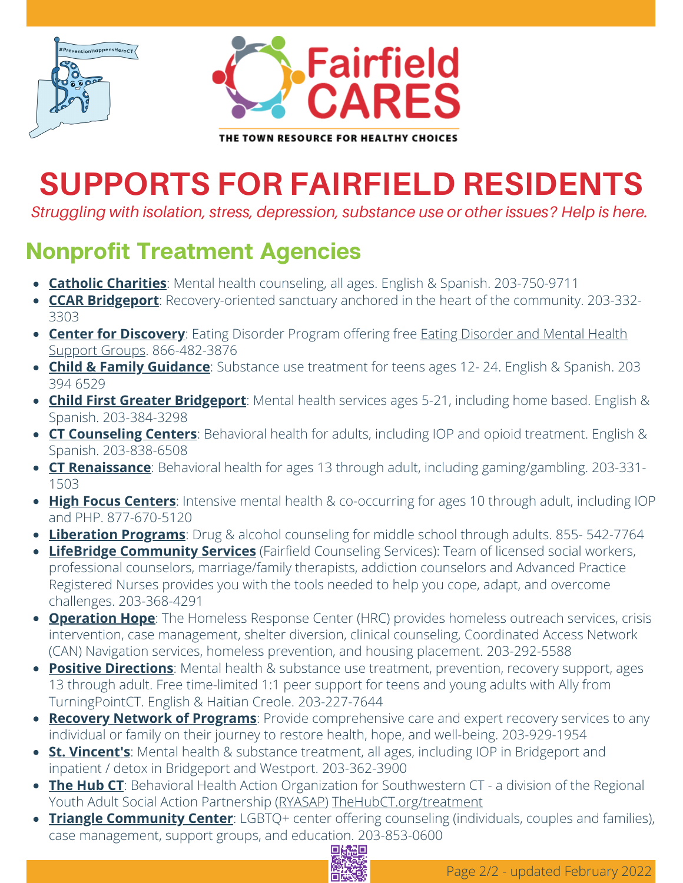THE TOWN RESOURCE FOR HEALTHY CHOICES

# SUPPORTS FOR FAIRFIELD RESIDENTS

*Struggling with isolation, stress, depression, substance use or other issues? Help is here.*

## Nonprofit Treatment Agencies

- **Catholic Charities**: Mental health counseling, all ages. English & Spanish. 203-750-9711
- **CCAR Bridgeport**: Recovery-oriented sanctuary anchored in the heart of the community. 203-332-3303
- **Center for Discovery**: Eating Disorder Program offering free Eating Disorder and Mental Health Support Groups. 866-482-3876
- **Child & Family Guidance**: Substance use treatment for teens ages 12- 24. English & Spanish. 203 394 6529
- **Child First Greater Bridgeport**: Mental health services ages 5-21, including home based. English & Spanish. 203-384-3298
- **CT Counseling Centers**: Behavioral health for adults, including IOP and opioid treatment. English & Spanish. 203-838-6508
- **CT Renaissance**: Behavioral health for ages 13 through adult, including gaming/gambling. 203-331-1503
- **High Focus Centers**: Intensive mental health & co-occurring for ages 10 through adult, including IOP and PHP. 877-670-5120
- **Liberation Programs**: Drug & alcohol counseling for middle school through adults. 855- 542-7764
- **LifeBridge Community Services** (Fairfield Counseling Services): Team of licensed social workers, professional counselors, marriage/family therapists, addiction counselors and Advanced Practice Registered Nurses provides you with the tools needed to help you cope, adapt, and overcome challenges. 203-368-4291
- **Operation Hope**: The Homeless Response Center (HRC) provides homeless outreach services, crisis intervention, case management, shelter diversion, clinical counseling, Coordinated Access Network (CAN) Navigation services, homeless prevention, and housing placement. 203-292-5588
- **Positive Directions**: Mental health & substance use treatment, prevention, recovery support, ages 13 through adult. Free time-limited 1:1 peer support for teens and young adults with Ally from TurningPointCT. English & Haitian Creole. 203-227-7644
- **Recovery Network of Programs**: Provide comprehensive care and expert recovery services to any individual or family on their journey to restore health, hope, and well-being. 203-929-1954
- **St. Vincent's**: Mental health & substance treatment, all ages, including IOP in Bridgeport and inpatient / detox in Bridgeport and Westport. 203-362-3900
- **The Hub CT**: Behavioral Health Action Organization for Southwestern CT - a division of the Regional Youth Adult Social Action Partnership (RYASAP) TheHubCT.org/treatment
- **Triangle Community Center**: LGBTQ+ center offering counseling (individuals, couples and families), case management, support groups, and education. 203-853-0600

updated February 2022